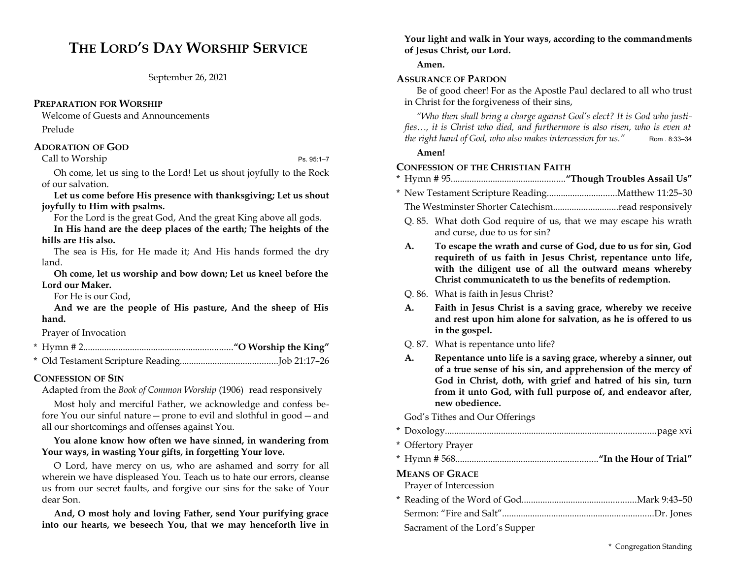# THE LORD'S DAY WORSHIP SERVICE

September 26, 2021

### PREPARATION FOR WORSHIP

Welcome of Guests and Announcements

Prelude

### ADORATION OF GOD

Call to Worship — Ps. 95:1–7

Oh come, let us sing to the Lord! Let us shout joyfully to the Rock of our salvation.

**Let us come before His presence with thanksgiving; Let us shout joyfully to Him with psalms.**

For the Lord is the great God, And the great King above all gods.

**In His hand are the deep places of the earth; The heights of the hills are His also.**

The sea is His, for He made it; And His hands formed the dry land.

**Oh come, let us worship and bow down; Let us kneel before the Lord our Maker.**

For He is our God,

**And we are the people of His pasture, And the sheep of His hand.**

Prayer of Invocation

\* Hymn # 2 ............ **"O Worship the King"**

\* Old Testament Scripture Reading ............ Job 21:17–26

### CONFESSION OF SIN

Adapted from the *Book of Common Worship* (1906) read responsively

Most holy and merciful Father, we acknowledge and confess before You our sinful nature — prone to evil and slothful in good — and all our shortcomings and offenses against You.

**You alone know how often we have sinned, in wandering from Your ways, in wasting Your gifts, in forgetting Your love.**

O Lord, have mercy on us, who are ashamed and sorry for all wherein we have displeased You. Teach us to hate our errors, cleanse us from our secret faults, and forgive our sins for the sake of Your dear Son.

**And, O most holy and loving Father, send Your purifying grace into our hearts, we beseech You, that we may henceforth live in Your light and walk in Your ways, according to the commandments of Jesus Christ, our Lord.**

**Amen.**

### ASSURANCE OF PARDON

Be of good cheer! For as the Apostle Paul declared to all who trust in Christ for the forgiveness of their sins,

*"Who then shall bring a charge against God's elect? It is God who justifies…, it is Christ who died, and furthermore is also risen, who is even at the right hand of God, who also makes intercession for us."* Rom . 8:33–34

**Amen!**

### CONFESSION OF THE CHRISTIAN FAITH

\* Hymn # 95 ............ **"Though Troubles Assail Us"**

\* New Testament Scripture Reading ............ Matthew 11:25–30

The Westminster Shorter Catechism ............ read responsively

Q. 85. What doth God require of us, that we may escape his wrath and curse, due to us for sin?

**A. To escape the wrath and curse of God, due to us for sin, God requireth of us faith in Jesus Christ, repentance unto life, with the diligent use of all the outward means whereby Christ communicateth to us the benefits of redemption.**

Q. 86. What is faith in Jesus Christ?

**A. Faith in Jesus Christ is a saving grace, whereby we receive and rest upon him alone for salvation, as he is offered to us in the gospel.**

Q. 87. What is repentance unto life?

**A. Repentance unto life is a saving grace, whereby a sinner, out of a true sense of his sin, and apprehension of the mercy of God in Christ, doth, with grief and hatred of his sin, turn from it unto God, with full purpose of, and endeavor after, new obedience.**

God's Tithes and Our Offerings

\* Doxology ............ page xvi

\* Offertory Prayer

\* Hymn # 568 ............ **"In the Hour of Trial"**

### MEANS OF GRACE

Prayer of Intercession

\* Reading of the Word of God ............ Mark 9:43–50

Sermon: "Fire and Salt" ............ Dr. Jones

Sacrament of the Lord's Supper

\* Congregation Standing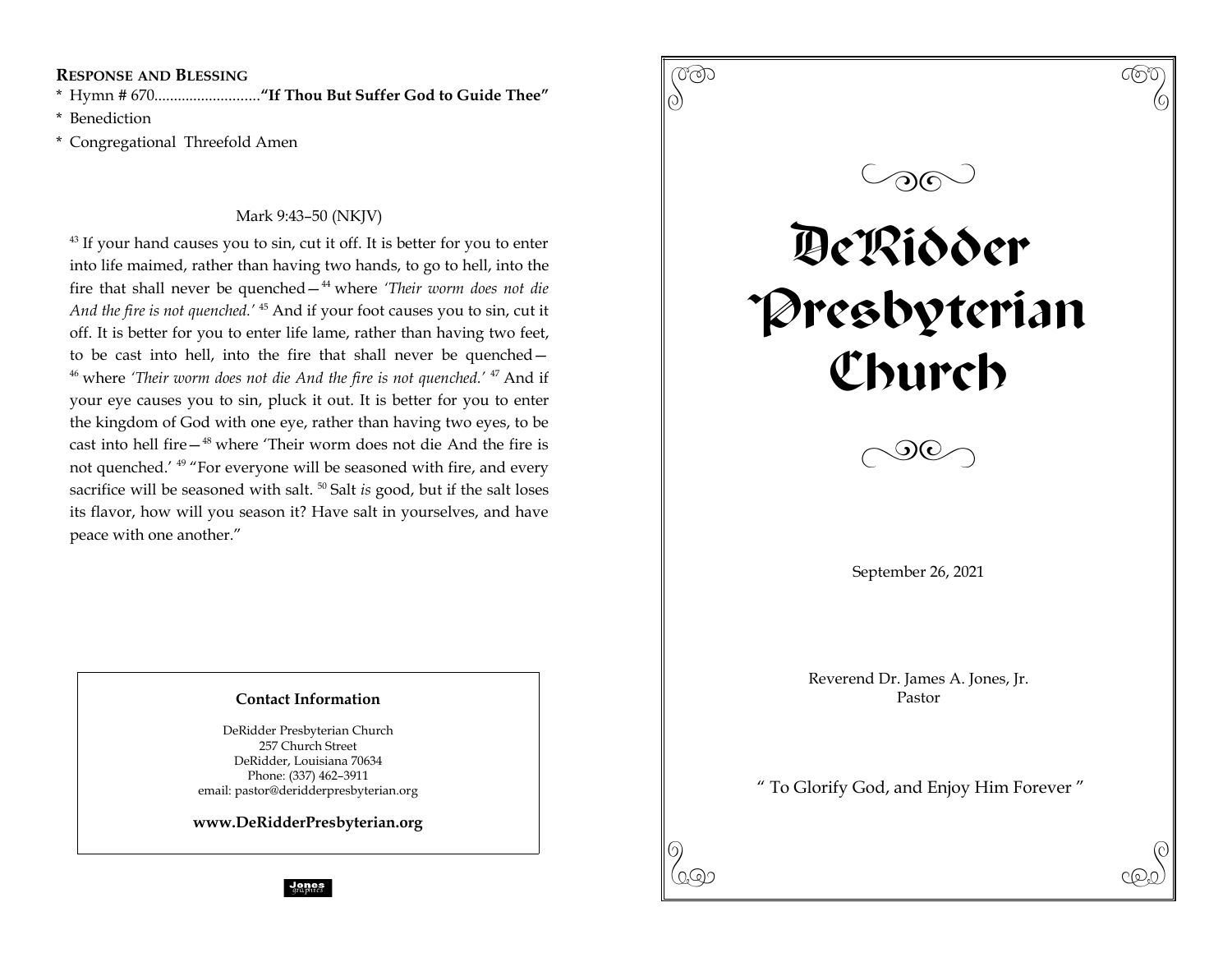## Response and Blessing

\* Hymn # 670...........................**"If Thou But Suffer God to Guide Thee"**

\* Benediction

\* Congregational Threefold Amen

Mark 9:43–50 (NKJV)

[43] If your hand causes you to sin, cut it off. It is better for you to enter into life maimed, rather than having two hands, to go to hell, into the fire that shall never be quenched—[44] where *'Their worm does not die And the fire is not quenched.'* [45] And if your foot causes you to sin, cut it off. It is better for you to enter life lame, rather than having two feet, to be cast into hell, into the fire that shall never be quenched—[46] where *'Their worm does not die And the fire is not quenched.'* [47] And if your eye causes you to sin, pluck it out. It is better for you to enter the kingdom of God with one eye, rather than having two eyes, to be cast into hell fire—[48] where 'Their worm does not die And the fire is not quenched.' [49] "For everyone will be seasoned with fire, and every sacrifice will be seasoned with salt. [50] Salt *is* good, but if the salt loses its flavor, how will you season it? Have salt in yourselves, and have peace with one another."

**Contact Information**

DeRidder Presbyterian Church
257 Church Street
DeRidder, Louisiana 70634
Phone: (337) 462–3911
email: pastor@deridderpresbyterian.org

**www.DeRidderPresbyterian.org**

Jones graphics

# DeRidder Presbyterian Church

September 26, 2021

Reverend Dr. James A. Jones, Jr.
Pastor

" To Glorify God, and Enjoy Him Forever "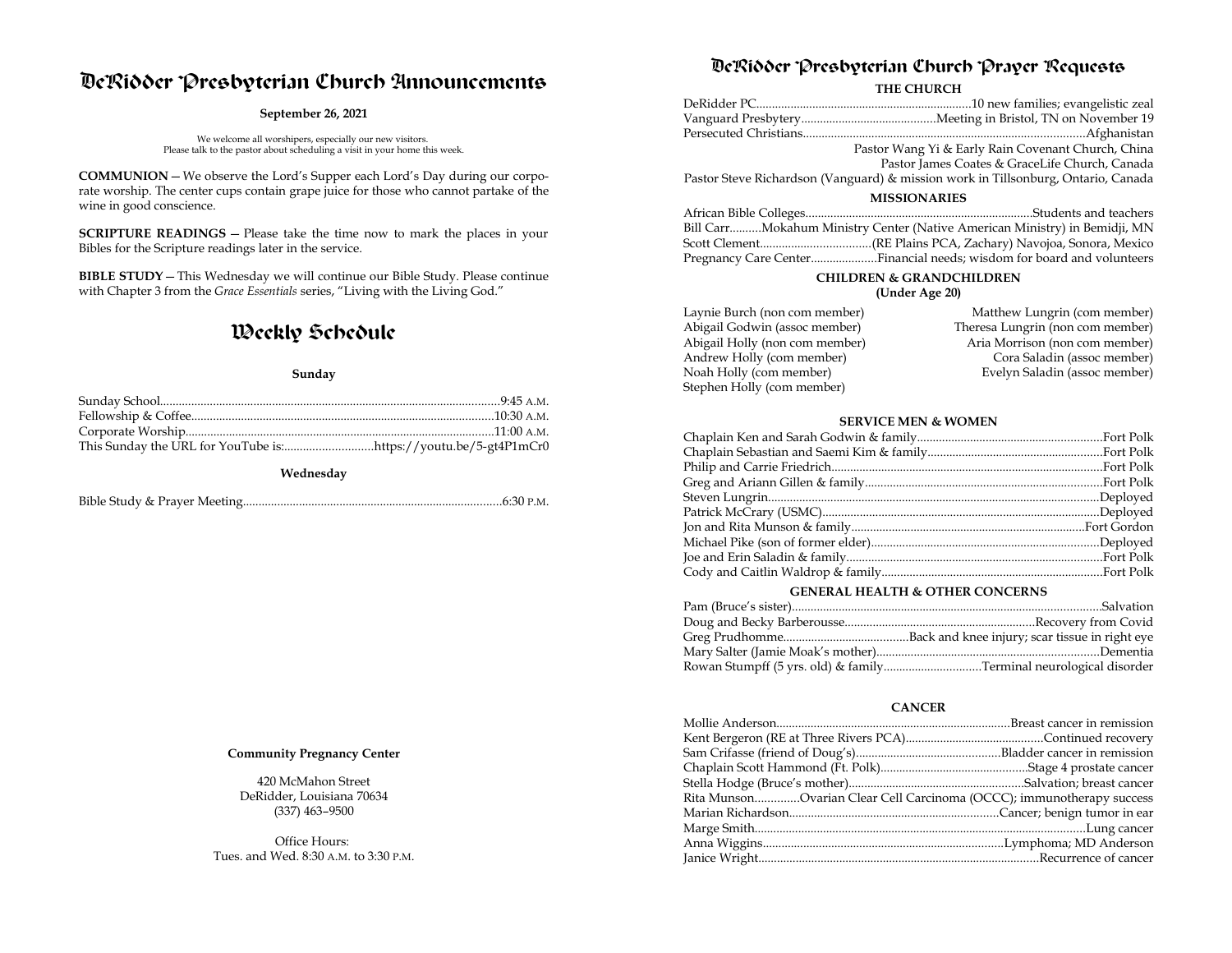# DeRidder Presbyterian Church Announcements

**September 26, 2021**

We welcome all worshipers, especially our new visitors.
Please talk to the pastor about scheduling a visit in your home this week.

**COMMUNION** — We observe the Lord's Supper each Lord's Day during our corporate worship. The center cups contain grape juice for those who cannot partake of the wine in good conscience.

**SCRIPTURE READINGS** — Please take the time now to mark the places in your Bibles for the Scripture readings later in the service.

**BIBLE STUDY** — This Wednesday we will continue our Bible Study. Please continue with Chapter 3 from the *Grace Essentials* series, "Living with the Living God."

# Weekly Schedule

**Sunday**

Sunday School....9:45 A.M.
Fellowship & Coffee....10:30 A.M.
Corporate Worship....11:00 A.M.
This Sunday the URL for YouTube is:....https://youtu.be/5-gt4P1mCr0

**Wednesday**

Bible Study & Prayer Meeting....6:30 P.M.

**Community Pregnancy Center**

420 McMahon Street
DeRidder, Louisiana 70634
(337) 463–9500

Office Hours:
Tues. and Wed. 8:30 A.M. to 3:30 P.M.

# DeRidder Presbyterian Church Prayer Requests

### THE CHURCH

DeRidder PC....10 new families; evangelistic zeal
Vanguard Presbytery....Meeting in Bristol, TN on November 19
Persecuted Christians....Afghanistan
Pastor Wang Yi & Early Rain Covenant Church, China
Pastor James Coates & GraceLife Church, Canada
Pastor Steve Richardson (Vanguard) & mission work in Tillsonburg, Ontario, Canada

### MISSIONARIES

African Bible Colleges....Students and teachers
Bill Carr....Mokahum Ministry Center (Native American Ministry) in Bemidji, MN
Scott Clement....(RE Plains PCA, Zachary) Navojoa, Sonora, Mexico
Pregnancy Care Center....Financial needs; wisdom for board and volunteers

### CHILDREN & GRANDCHILDREN
**(Under Age 20)**

Laynie Burch (non com member)
Abigail Godwin (assoc member)
Abigail Holly (non com member)
Andrew Holly (com member)
Noah Holly (com member)
Stephen Holly (com member)
Matthew Lungrin (com member)
Theresa Lungrin (non com member)
Aria Morrison (non com member)
Cora Saladin (assoc member)
Evelyn Saladin (assoc member)

### SERVICE MEN & WOMEN

Chaplain Ken and Sarah Godwin & family....Fort Polk
Chaplain Sebastian and Saemi Kim & family....Fort Polk
Philip and Carrie Friedrich....Fort Polk
Greg and Ariann Gillen & family....Fort Polk
Steven Lungrin....Deployed
Patrick McCrary (USMC)....Deployed
Jon and Rita Munson & family....Fort Gordon
Michael Pike (son of former elder)....Deployed
Joe and Erin Saladin & family....Fort Polk
Cody and Caitlin Waldrop & family....Fort Polk

### GENERAL HEALTH & OTHER CONCERNS

Pam (Bruce's sister)....Salvation
Doug and Becky Barberousse....Recovery from Covid
Greg Prudhomme....Back and knee injury; scar tissue in right eye
Mary Salter (Jamie Moak's mother)....Dementia
Rowan Stumpff (5 yrs. old) & family....Terminal neurological disorder

### CANCER

Mollie Anderson....Breast cancer in remission
Kent Bergeron (RE at Three Rivers PCA)....Continued recovery
Sam Crifasse (friend of Doug's)....Bladder cancer in remission
Chaplain Scott Hammond (Ft. Polk)....Stage 4 prostate cancer
Stella Hodge (Bruce's mother)....Salvation; breast cancer
Rita Munson....Ovarian Clear Cell Carcinoma (OCCC); immunotherapy success
Marian Richardson....Cancer; benign tumor in ear
Marge Smith....Lung cancer
Anna Wiggins....Lymphoma; MD Anderson
Janice Wright....Recurrence of cancer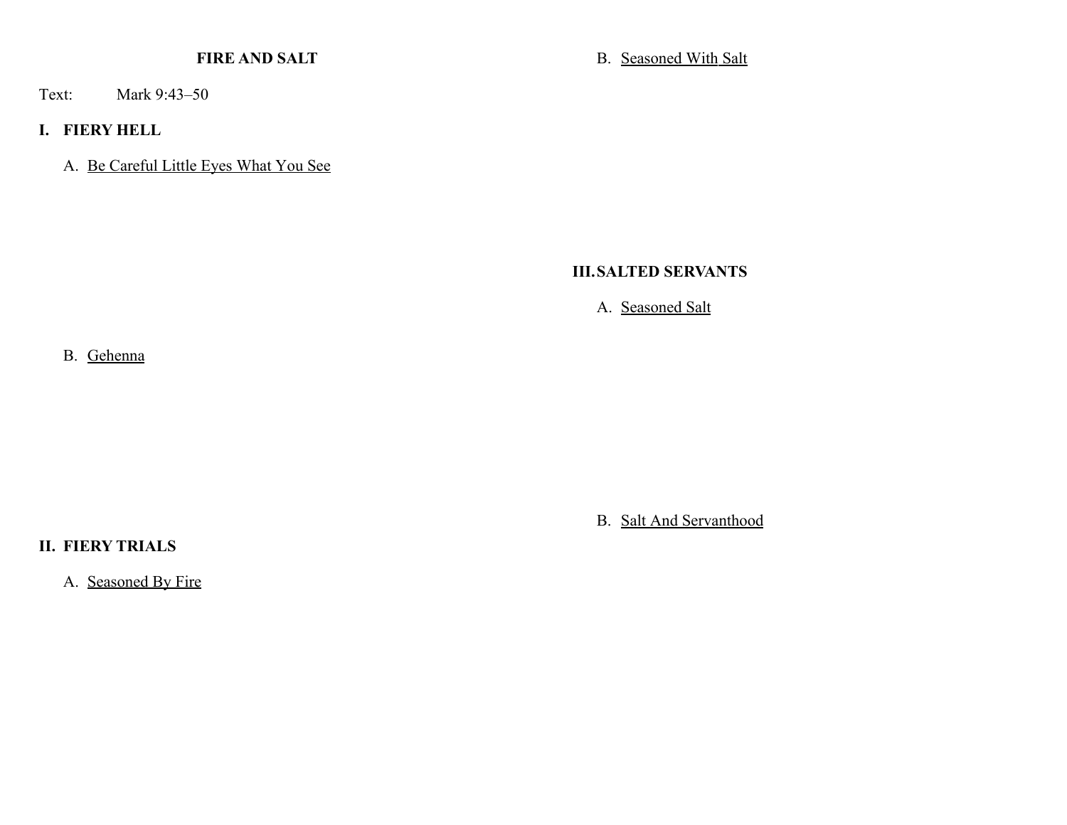**FIRE AND SALT**

Text: Mark 9:43–50

**I. FIERY HELL**

A. <u>Be Careful Little Eyes What You See</u>

B. <u>Gehenna</u>

**II. FIERY TRIALS**

A. <u>Seasoned By Fire</u>

B. <u>Seasoned With Salt</u>

**III. SALTED SERVANTS**

A. <u>Seasoned Salt</u>

B. <u>Salt And Servanthood</u>